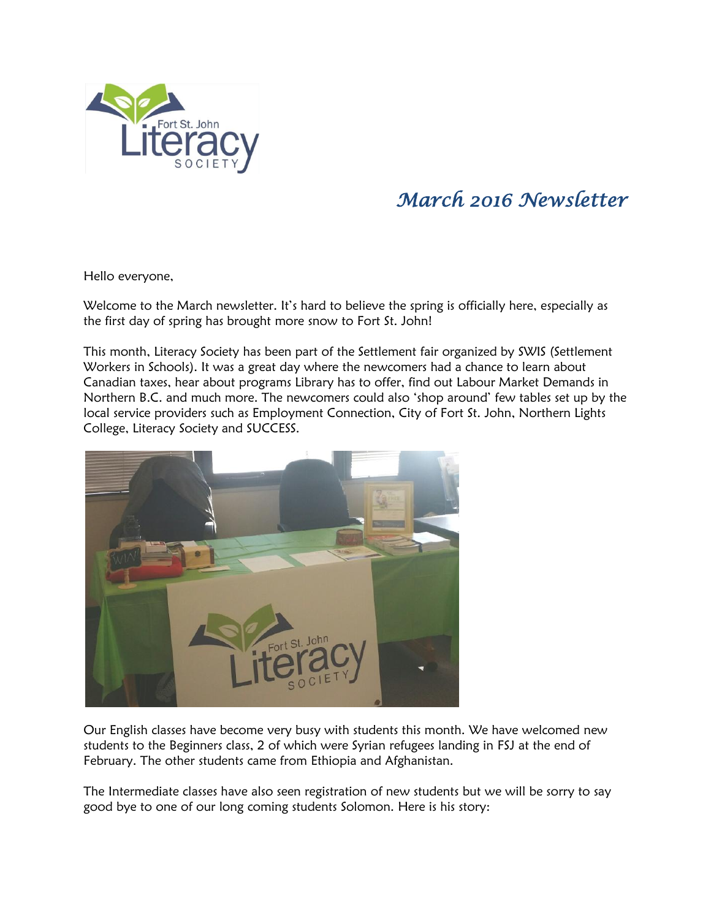# March 2016 Newsletter

Hello everyone,

Welcome to the March newsletter. It's hard to believe the spring is officially here, especially as the first day of spring has brought more snow to Fort St. John!

This month, Literacy Society has been part of the Settlement fair organized by SWIS (Settlement Workers in Schools). It was a great day where the newcomers had a chance to learn about Canadian taxes, hear about programs Library has to offer, find out Labour Market Demands in Northern B.C. and much more. The newcomers could also 'shop around' few tables set up by the local service providers such as Employment Connection, City of Fort St. John, Northern Lights College, Literacy Society and SUCCESS.

Our English classes have become very busy with students this month. We have welcomed new students to the Beginners class, 2 of which were Syrian refugees landing in FSJ at the end of February. The other students came from Ethiopia and Afghanistan.

The Intermediate classes have also seen registration of new students but we will be sorry to say good bye to one of our long coming students Solomon. Here is his story: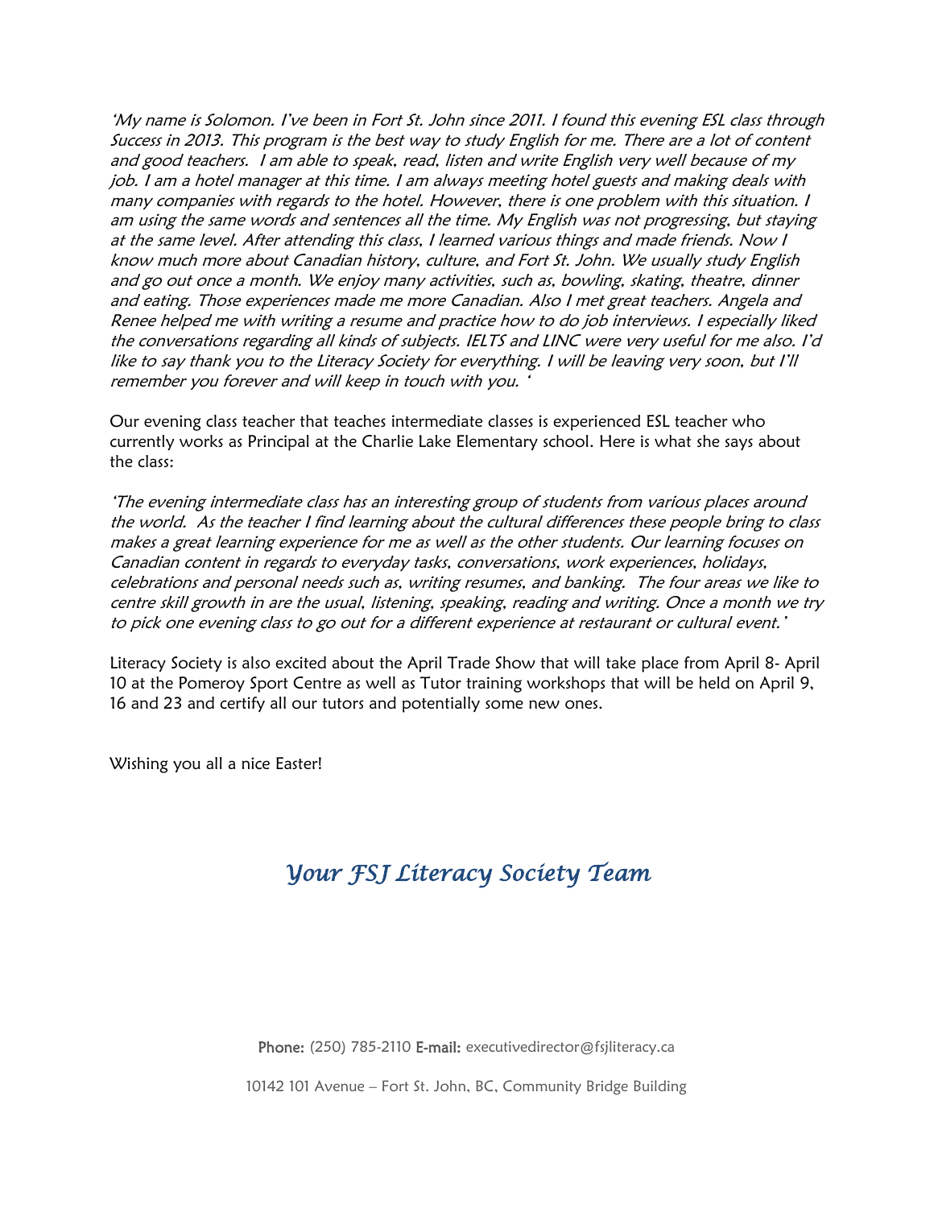*'My name is Solomon. I've been in Fort St. John since 2011. I found this evening ESL class through Success in 2013. This program is the best way to study English for me. There are a lot of content and good teachers. I am able to speak, read, listen and write English very well because of my job. I am a hotel manager at this time. I am always meeting hotel guests and making deals with many companies with regards to the hotel. However, there is one problem with this situation. I am using the same words and sentences all the time. My English was not progressing, but staying at the same level. After attending this class, I learned various things and made friends. Now I know much more about Canadian history, culture, and Fort St. John. We usually study English and go out once a month. We enjoy many activities, such as, bowling, skating, theatre, dinner and eating. Those experiences made me more Canadian. Also I met great teachers. Angela and Renee helped me with writing a resume and practice how to do job interviews. I especially liked the conversations regarding all kinds of subjects. IELTS and LINC were very useful for me also. I'd like to say thank you to the Literacy Society for everything. I will be leaving very soon, but I'll remember you forever and will keep in touch with you. '*

Our evening class teacher that teaches intermediate classes is experienced ESL teacher who currently works as Principal at the Charlie Lake Elementary school. Here is what she says about the class:

*'The evening intermediate class has an interesting group of students from various places around the world. As the teacher I find learning about the cultural differences these people bring to class makes a great learning experience for me as well as the other students. Our learning focuses on Canadian content in regards to everyday tasks, conversations, work experiences, holidays, celebrations and personal needs such as, writing resumes, and banking. The four areas we like to centre skill growth in are the usual, listening, speaking, reading and writing. Once a month we try to pick one evening class to go out for a different experience at restaurant or cultural event.'*

Literacy Society is also excited about the April Trade Show that will take place from April 8- April 10 at the Pomeroy Sport Centre as well as Tutor training workshops that will be held on April 9, 16 and 23 and certify all our tutors and potentially some new ones.

Wishing you all a nice Easter!

## *Your FSJ Literacy Society Team*

**Phone:** (250) 785-2110 **E-mail:** executivedirector@fsjliteracy.ca

10142 101 Avenue – Fort St. John, BC, Community Bridge Building